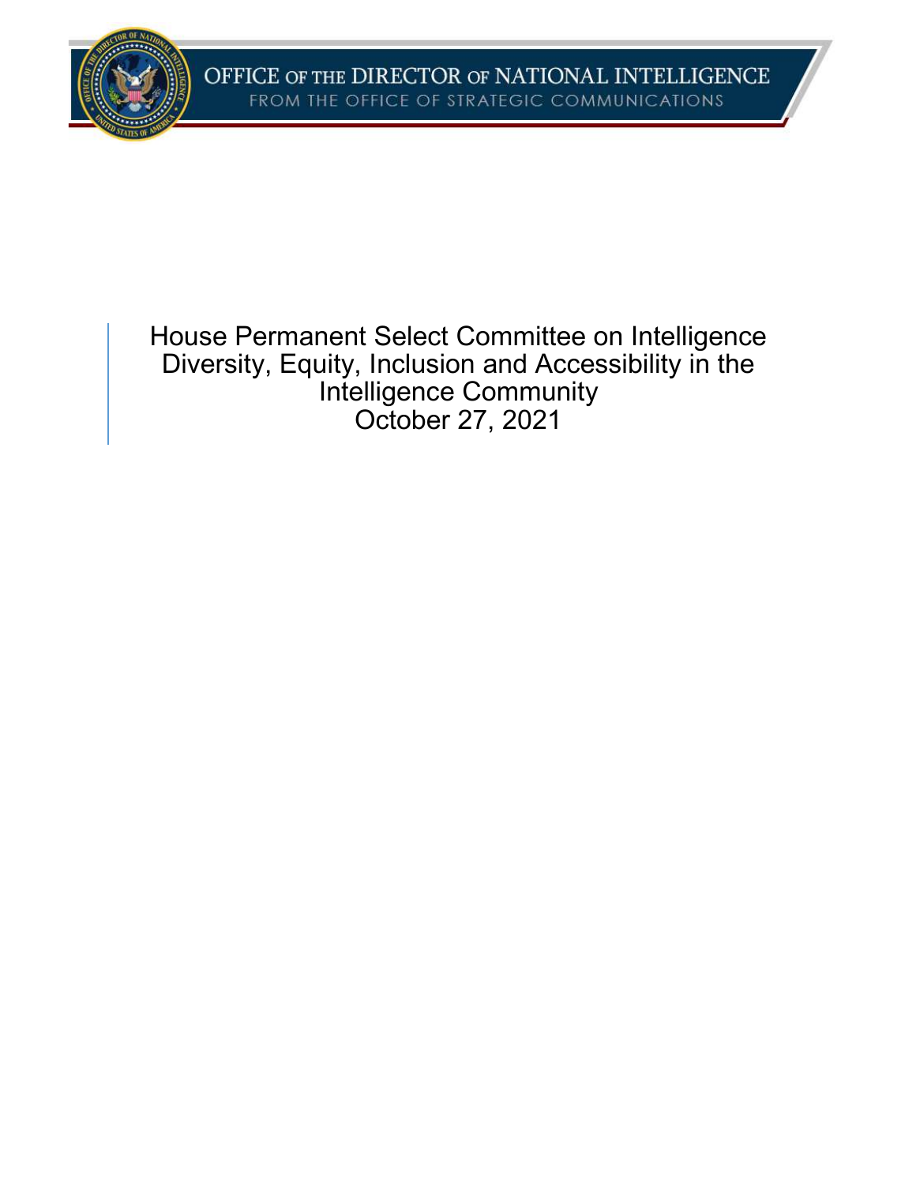# OFFICE OF THE DIRECTOR OF NATIONAL INTELLIGENCE

FROM THE OFFICE OF STRATEGIC COMMUNICATIONS

House Permanent Select Committee on Intelligence
Diversity, Equity, Inclusion and Accessibility in the Intelligence Community
October 27, 2021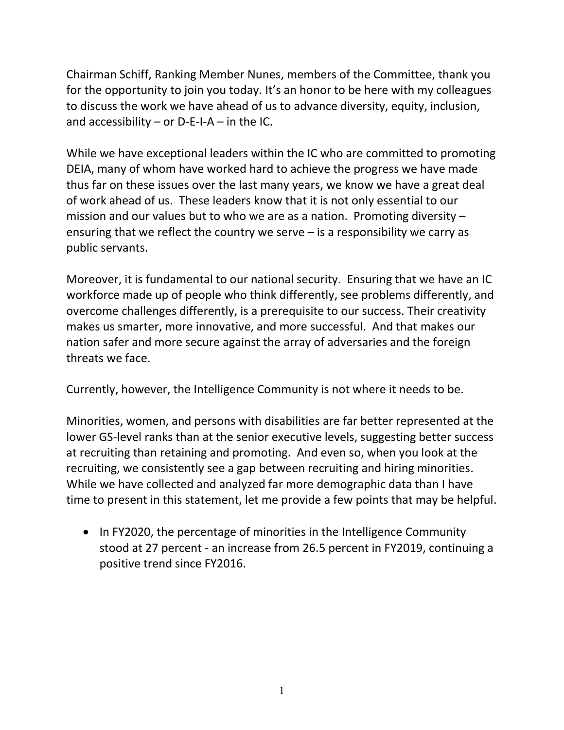Chairman Schiff, Ranking Member Nunes, members of the Committee, thank you for the opportunity to join you today. It's an honor to be here with my colleagues to discuss the work we have ahead of us to advance diversity, equity, inclusion, and accessibility – or D-E-I-A – in the IC.

While we have exceptional leaders within the IC who are committed to promoting DEIA, many of whom have worked hard to achieve the progress we have made thus far on these issues over the last many years, we know we have a great deal of work ahead of us. These leaders know that it is not only essential to our mission and our values but to who we are as a nation. Promoting diversity – ensuring that we reflect the country we serve – is a responsibility we carry as public servants.

Moreover, it is fundamental to our national security. Ensuring that we have an IC workforce made up of people who think differently, see problems differently, and overcome challenges differently, is a prerequisite to our success. Their creativity makes us smarter, more innovative, and more successful. And that makes our nation safer and more secure against the array of adversaries and the foreign threats we face.

Currently, however, the Intelligence Community is not where it needs to be.

Minorities, women, and persons with disabilities are far better represented at the lower GS-level ranks than at the senior executive levels, suggesting better success at recruiting than retaining and promoting. And even so, when you look at the recruiting, we consistently see a gap between recruiting and hiring minorities. While we have collected and analyzed far more demographic data than I have time to present in this statement, let me provide a few points that may be helpful.

- In FY2020, the percentage of minorities in the Intelligence Community stood at 27 percent - an increase from 26.5 percent in FY2019, continuing a positive trend since FY2016.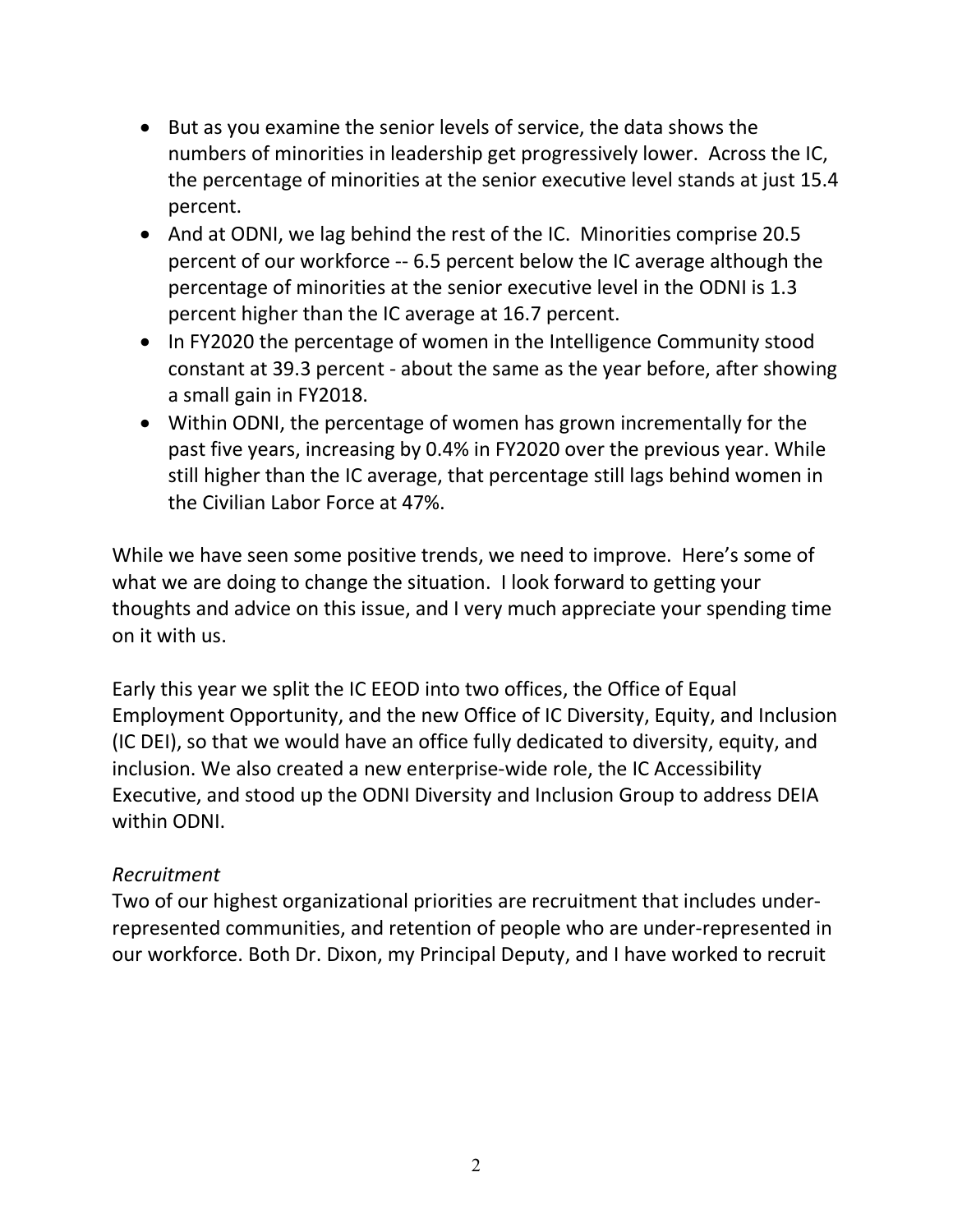- But as you examine the senior levels of service, the data shows the numbers of minorities in leadership get progressively lower. Across the IC, the percentage of minorities at the senior executive level stands at just 15.4 percent.
- And at ODNI, we lag behind the rest of the IC. Minorities comprise 20.5 percent of our workforce -- 6.5 percent below the IC average although the percentage of minorities at the senior executive level in the ODNI is 1.3 percent higher than the IC average at 16.7 percent.
- In FY2020 the percentage of women in the Intelligence Community stood constant at 39.3 percent - about the same as the year before, after showing a small gain in FY2018.
- Within ODNI, the percentage of women has grown incrementally for the past five years, increasing by 0.4% in FY2020 over the previous year. While still higher than the IC average, that percentage still lags behind women in the Civilian Labor Force at 47%.

While we have seen some positive trends, we need to improve. Here's some of what we are doing to change the situation. I look forward to getting your thoughts and advice on this issue, and I very much appreciate your spending time on it with us.

Early this year we split the IC EEOD into two offices, the Office of Equal Employment Opportunity, and the new Office of IC Diversity, Equity, and Inclusion (IC DEI), so that we would have an office fully dedicated to diversity, equity, and inclusion. We also created a new enterprise-wide role, the IC Accessibility Executive, and stood up the ODNI Diversity and Inclusion Group to address DEIA within ODNI.

*Recruitment*

Two of our highest organizational priorities are recruitment that includes under-represented communities, and retention of people who are under-represented in our workforce. Both Dr. Dixon, my Principal Deputy, and I have worked to recruit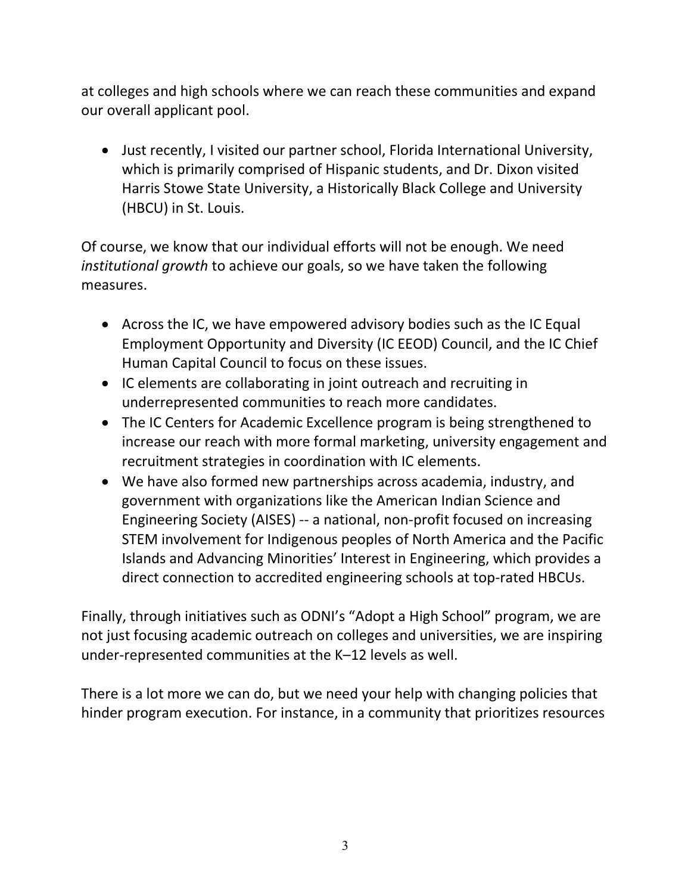at colleges and high schools where we can reach these communities and expand our overall applicant pool.

- Just recently, I visited our partner school, Florida International University, which is primarily comprised of Hispanic students, and Dr. Dixon visited Harris Stowe State University, a Historically Black College and University (HBCU) in St. Louis.

Of course, we know that our individual efforts will not be enough. We need *institutional growth* to achieve our goals, so we have taken the following measures.

- Across the IC, we have empowered advisory bodies such as the IC Equal Employment Opportunity and Diversity (IC EEOD) Council, and the IC Chief Human Capital Council to focus on these issues.
- IC elements are collaborating in joint outreach and recruiting in underrepresented communities to reach more candidates.
- The IC Centers for Academic Excellence program is being strengthened to increase our reach with more formal marketing, university engagement and recruitment strategies in coordination with IC elements.
- We have also formed new partnerships across academia, industry, and government with organizations like the American Indian Science and Engineering Society (AISES) -- a national, non-profit focused on increasing STEM involvement for Indigenous peoples of North America and the Pacific Islands and Advancing Minorities' Interest in Engineering, which provides a direct connection to accredited engineering schools at top-rated HBCUs.

Finally, through initiatives such as ODNI's "Adopt a High School" program, we are not just focusing academic outreach on colleges and universities, we are inspiring under-represented communities at the K–12 levels as well.

There is a lot more we can do, but we need your help with changing policies that hinder program execution. For instance, in a community that prioritizes resources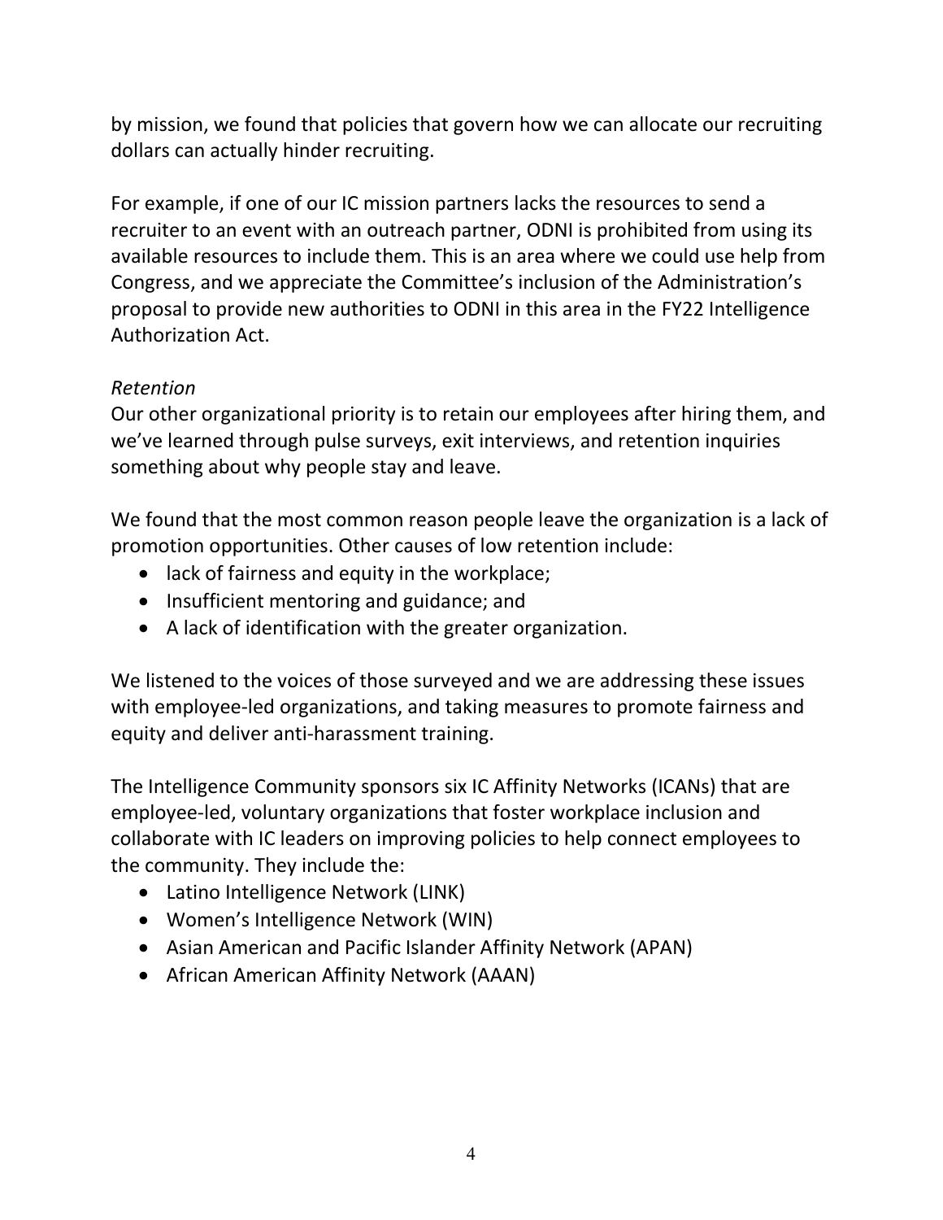by mission, we found that policies that govern how we can allocate our recruiting dollars can actually hinder recruiting.

For example, if one of our IC mission partners lacks the resources to send a recruiter to an event with an outreach partner, ODNI is prohibited from using its available resources to include them. This is an area where we could use help from Congress, and we appreciate the Committee's inclusion of the Administration's proposal to provide new authorities to ODNI in this area in the FY22 Intelligence Authorization Act.

*Retention*

Our other organizational priority is to retain our employees after hiring them, and we've learned through pulse surveys, exit interviews, and retention inquiries something about why people stay and leave.

We found that the most common reason people leave the organization is a lack of promotion opportunities. Other causes of low retention include:

- lack of fairness and equity in the workplace;
- Insufficient mentoring and guidance; and
- A lack of identification with the greater organization.

We listened to the voices of those surveyed and we are addressing these issues with employee-led organizations, and taking measures to promote fairness and equity and deliver anti-harassment training.

The Intelligence Community sponsors six IC Affinity Networks (ICANs) that are employee-led, voluntary organizations that foster workplace inclusion and collaborate with IC leaders on improving policies to help connect employees to the community. They include the:

- Latino Intelligence Network (LINK)
- Women's Intelligence Network (WIN)
- Asian American and Pacific Islander Affinity Network (APAN)
- African American Affinity Network (AAAN)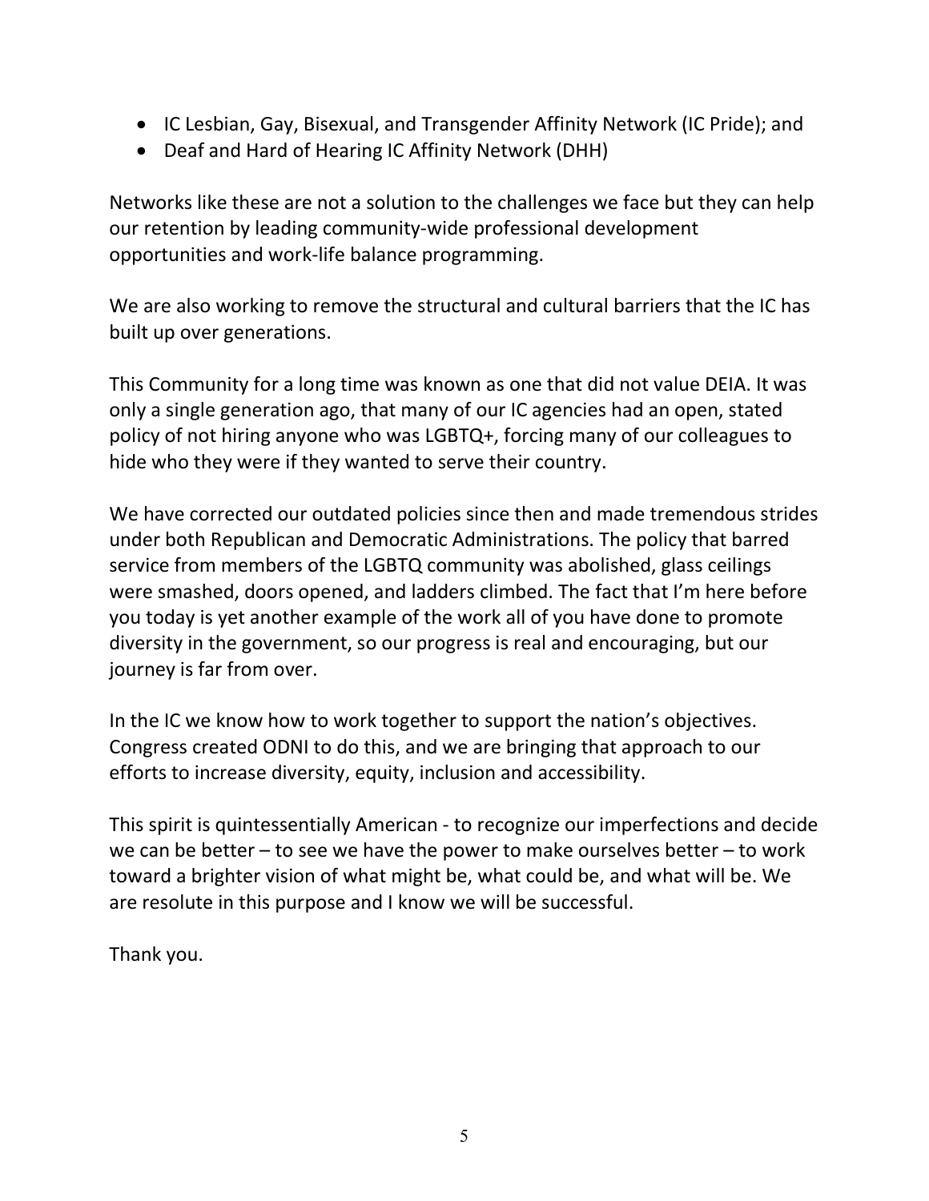- IC Lesbian, Gay, Bisexual, and Transgender Affinity Network (IC Pride); and
- Deaf and Hard of Hearing IC Affinity Network (DHH)

Networks like these are not a solution to the challenges we face but they can help our retention by leading community-wide professional development opportunities and work-life balance programming.

We are also working to remove the structural and cultural barriers that the IC has built up over generations.

This Community for a long time was known as one that did not value DEIA. It was only a single generation ago, that many of our IC agencies had an open, stated policy of not hiring anyone who was LGBTQ+, forcing many of our colleagues to hide who they were if they wanted to serve their country.

We have corrected our outdated policies since then and made tremendous strides under both Republican and Democratic Administrations. The policy that barred service from members of the LGBTQ community was abolished, glass ceilings were smashed, doors opened, and ladders climbed. The fact that I'm here before you today is yet another example of the work all of you have done to promote diversity in the government, so our progress is real and encouraging, but our journey is far from over.

In the IC we know how to work together to support the nation's objectives. Congress created ODNI to do this, and we are bringing that approach to our efforts to increase diversity, equity, inclusion and accessibility.

This spirit is quintessentially American - to recognize our imperfections and decide we can be better – to see we have the power to make ourselves better – to work toward a brighter vision of what might be, what could be, and what will be. We are resolute in this purpose and I know we will be successful.

Thank you.